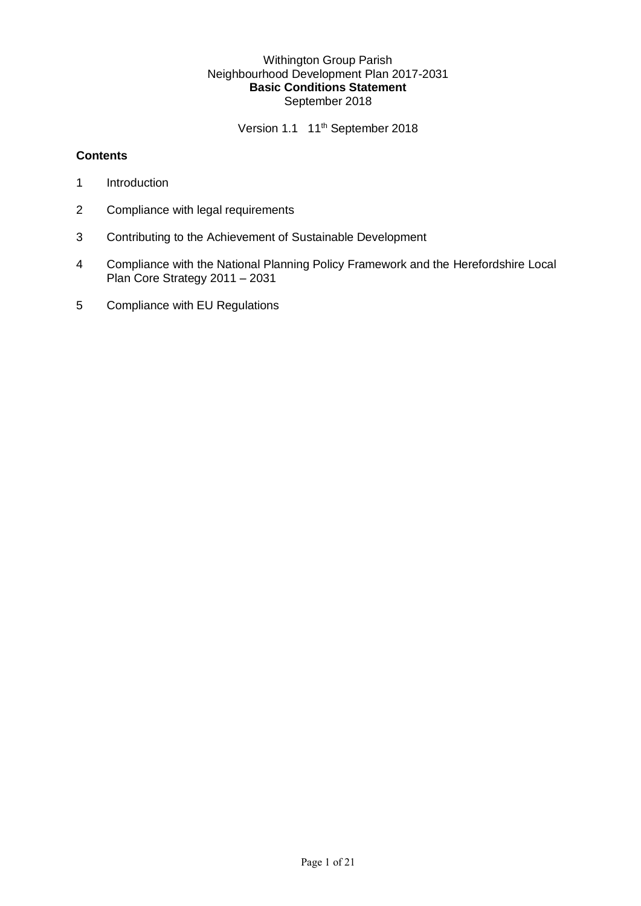Withington Group Parish
Neighbourhood Development Plan 2017-2031
**Basic Conditions Statement**
September 2018

Version 1.1 11th September 2018

**Contents**

1 Introduction

2 Compliance with legal requirements

3 Contributing to the Achievement of Sustainable Development

4 Compliance with the National Planning Policy Framework and the Herefordshire Local Plan Core Strategy 2011 – 2031

5 Compliance with EU Regulations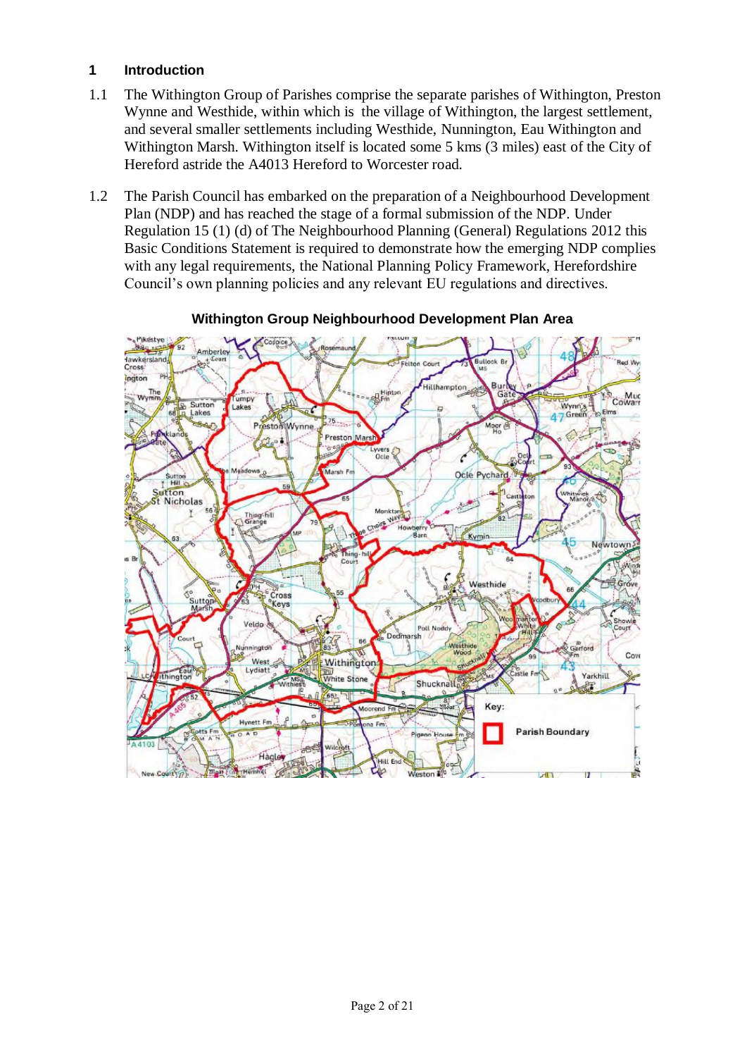## 1 Introduction

1.1 The Withington Group of Parishes comprise the separate parishes of Withington, Preston Wynne and Westhide, within which is the village of Withington, the largest settlement, and several smaller settlements including Westhide, Nunnington, Eau Withington and Withington Marsh. Withington itself is located some 5 kms (3 miles) east of the City of Hereford astride the A4013 Hereford to Worcester road.

1.2 The Parish Council has embarked on the preparation of a Neighbourhood Development Plan (NDP) and has reached the stage of a formal submission of the NDP. Under Regulation 15 (1) (d) of The Neighbourhood Planning (General) Regulations 2012 this Basic Conditions Statement is required to demonstrate how the emerging NDP complies with any legal requirements, the National Planning Policy Framework, Herefordshire Council's own planning policies and any relevant EU regulations and directives.

**Withington Group Neighbourhood Development Plan Area**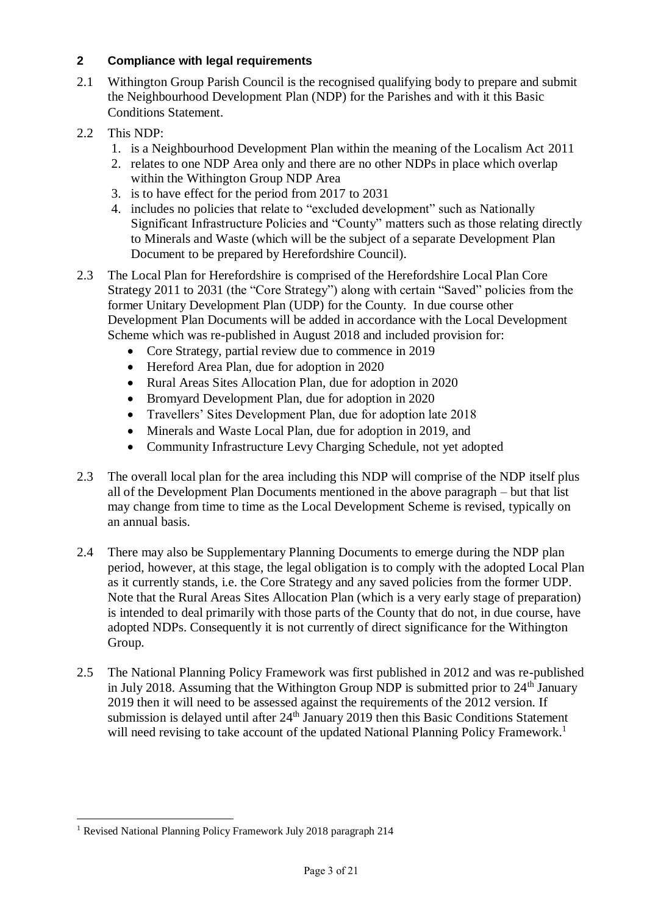## 2 Compliance with legal requirements

2.1 Withington Group Parish Council is the recognised qualifying body to prepare and submit the Neighbourhood Development Plan (NDP) for the Parishes and with it this Basic Conditions Statement.

2.2 This NDP:

1. is a Neighbourhood Development Plan within the meaning of the Localism Act 2011
2. relates to one NDP Area only and there are no other NDPs in place which overlap within the Withington Group NDP Area
3. is to have effect for the period from 2017 to 2031
4. includes no policies that relate to "excluded development" such as Nationally Significant Infrastructure Policies and "County" matters such as those relating directly to Minerals and Waste (which will be the subject of a separate Development Plan Document to be prepared by Herefordshire Council).

2.3 The Local Plan for Herefordshire is comprised of the Herefordshire Local Plan Core Strategy 2011 to 2031 (the "Core Strategy") along with certain "Saved" policies from the former Unitary Development Plan (UDP) for the County. In due course other Development Plan Documents will be added in accordance with the Local Development Scheme which was re-published in August 2018 and included provision for:

- Core Strategy, partial review due to commence in 2019
- Hereford Area Plan, due for adoption in 2020
- Rural Areas Sites Allocation Plan, due for adoption in 2020
- Bromyard Development Plan, due for adoption in 2020
- Travellers' Sites Development Plan, due for adoption late 2018
- Minerals and Waste Local Plan, due for adoption in 2019, and
- Community Infrastructure Levy Charging Schedule, not yet adopted

2.3 The overall local plan for the area including this NDP will comprise of the NDP itself plus all of the Development Plan Documents mentioned in the above paragraph – but that list may change from time to time as the Local Development Scheme is revised, typically on an annual basis.

2.4 There may also be Supplementary Planning Documents to emerge during the NDP plan period, however, at this stage, the legal obligation is to comply with the adopted Local Plan as it currently stands, i.e. the Core Strategy and any saved policies from the former UDP. Note that the Rural Areas Sites Allocation Plan (which is a very early stage of preparation) is intended to deal primarily with those parts of the County that do not, in due course, have adopted NDPs. Consequently it is not currently of direct significance for the Withington Group.

2.5 The National Planning Policy Framework was first published in 2012 and was re-published in July 2018. Assuming that the Withington Group NDP is submitted prior to 24th January 2019 then it will need to be assessed against the requirements of the 2012 version. If submission is delayed until after 24th January 2019 then this Basic Conditions Statement will need revising to take account of the updated National Planning Policy Framework.[1]

[1] Revised National Planning Policy Framework July 2018 paragraph 214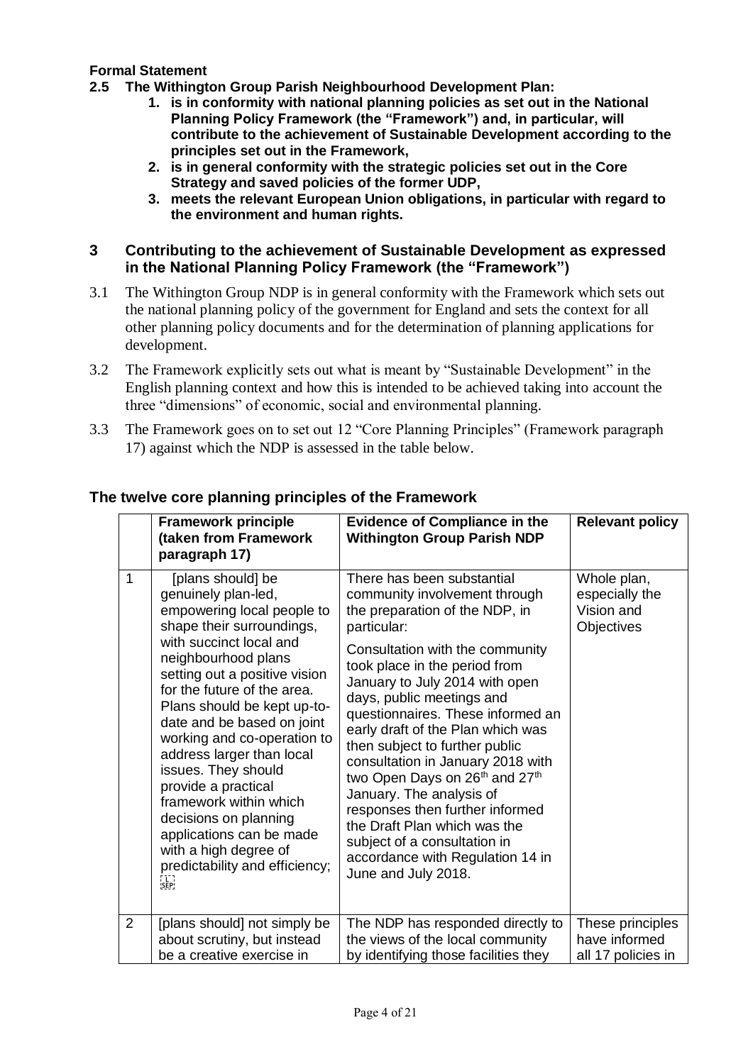**Formal Statement**

**2.5 The Withington Group Parish Neighbourhood Development Plan:**

1. **is in conformity with national planning policies as set out in the National Planning Policy Framework (the "Framework") and, in particular, will contribute to the achievement of Sustainable Development according to the principles set out in the Framework,**
2. **is in general conformity with the strategic policies set out in the Core Strategy and saved policies of the former UDP,**
3. **meets the relevant European Union obligations, in particular with regard to the environment and human rights.**

## 3 Contributing to the achievement of Sustainable Development as expressed in the National Planning Policy Framework (the "Framework")

3.1 The Withington Group NDP is in general conformity with the Framework which sets out the national planning policy of the government for England and sets the context for all other planning policy documents and for the determination of planning applications for development.

3.2 The Framework explicitly sets out what is meant by "Sustainable Development" in the English planning context and how this is intended to be achieved taking into account the three "dimensions" of economic, social and environmental planning.

3.3 The Framework goes on to set out 12 "Core Planning Principles" (Framework paragraph 17) against which the NDP is assessed in the table below.

### The twelve core planning principles of the Framework

| | **Framework principle (taken from Framework paragraph 17)** | **Evidence of Compliance in the Withington Group Parish NDP** | **Relevant policy** |
|---|---|---|---|
| 1 | [plans should] be genuinely plan-led, empowering local people to shape their surroundings, with succinct local and neighbourhood plans setting out a positive vision for the future of the area. Plans should be kept up-to-date and be based on joint working and co-operation to address larger than local issues. They should provide a practical framework within which decisions on planning applications can be made with a high degree of predictability and efficiency; | There has been substantial community involvement through the preparation of the NDP, in particular: Consultation with the community took place in the period from January to July 2014 with open days, public meetings and questionnaires. These informed an early draft of the Plan which was then subject to further public consultation in January 2018 with two Open Days on 26th and 27th January. The analysis of responses then further informed the Draft Plan which was the subject of a consultation in accordance with Regulation 14 in June and July 2018. | Whole plan, especially the Vision and Objectives |
| 2 | [plans should] not simply be about scrutiny, but instead be a creative exercise in | The NDP has responded directly to the views of the local community by identifying those facilities they | These principles have informed all 17 policies in |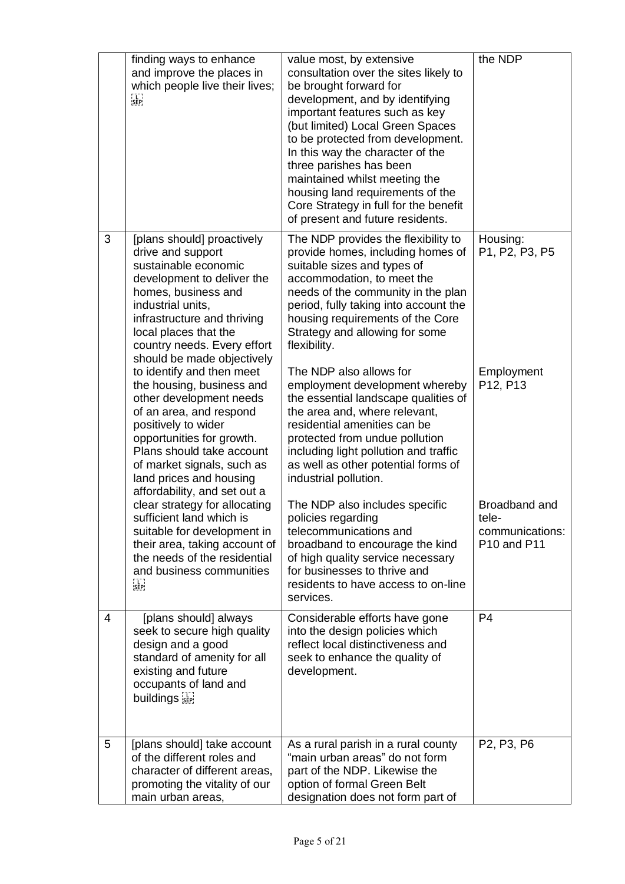| | | | |
|---|---|---|---|
| | finding ways to enhance and improve the places in which people live their lives; | value most, by extensive consultation over the sites likely to be brought forward for development, and by identifying important features such as key (but limited) Local Green Spaces to be protected from development. In this way the character of the three parishes has been maintained whilst meeting the housing land requirements of the Core Strategy in full for the benefit of present and future residents. | the NDP |
| 3 | [plans should] proactively drive and support sustainable economic development to deliver the homes, business and industrial units, infrastructure and thriving local places that the country needs. Every effort should be made objectively to identify and then meet the housing, business and other development needs of an area, and respond positively to wider opportunities for growth. Plans should take account of market signals, such as land prices and housing affordability, and set out a clear strategy for allocating sufficient land which is suitable for development in their area, taking account of the needs of the residential and business communities | The NDP provides the flexibility to provide homes, including homes of suitable sizes and types of accommodation, to meet the needs of the community in the plan period, fully taking into account the housing requirements of the Core Strategy and allowing for some flexibility.<br><br>The NDP also allows for employment development whereby the essential landscape qualities of the area and, where relevant, residential amenities can be protected from undue pollution including light pollution and traffic as well as other potential forms of industrial pollution.<br><br>The NDP also includes specific policies regarding telecommunications and broadband to encourage the kind of high quality service necessary for businesses to thrive and residents to have access to on-line services. | Housing: P1, P2, P3, P5<br><br>Employment P12, P13<br><br>Broadband and tele-communications: P10 and P11 |
| 4 | [plans should] always seek to secure high quality design and a good standard of amenity for all existing and future occupants of land and buildings | Considerable efforts have gone into the design policies which reflect local distinctiveness and seek to enhance the quality of development. | P4 |
| 5 | [plans should] take account of the different roles and character of different areas, promoting the vitality of our main urban areas, | As a rural parish in a rural county "main urban areas" do not form part of the NDP. Likewise the option of formal Green Belt designation does not form part of | P2, P3, P6 |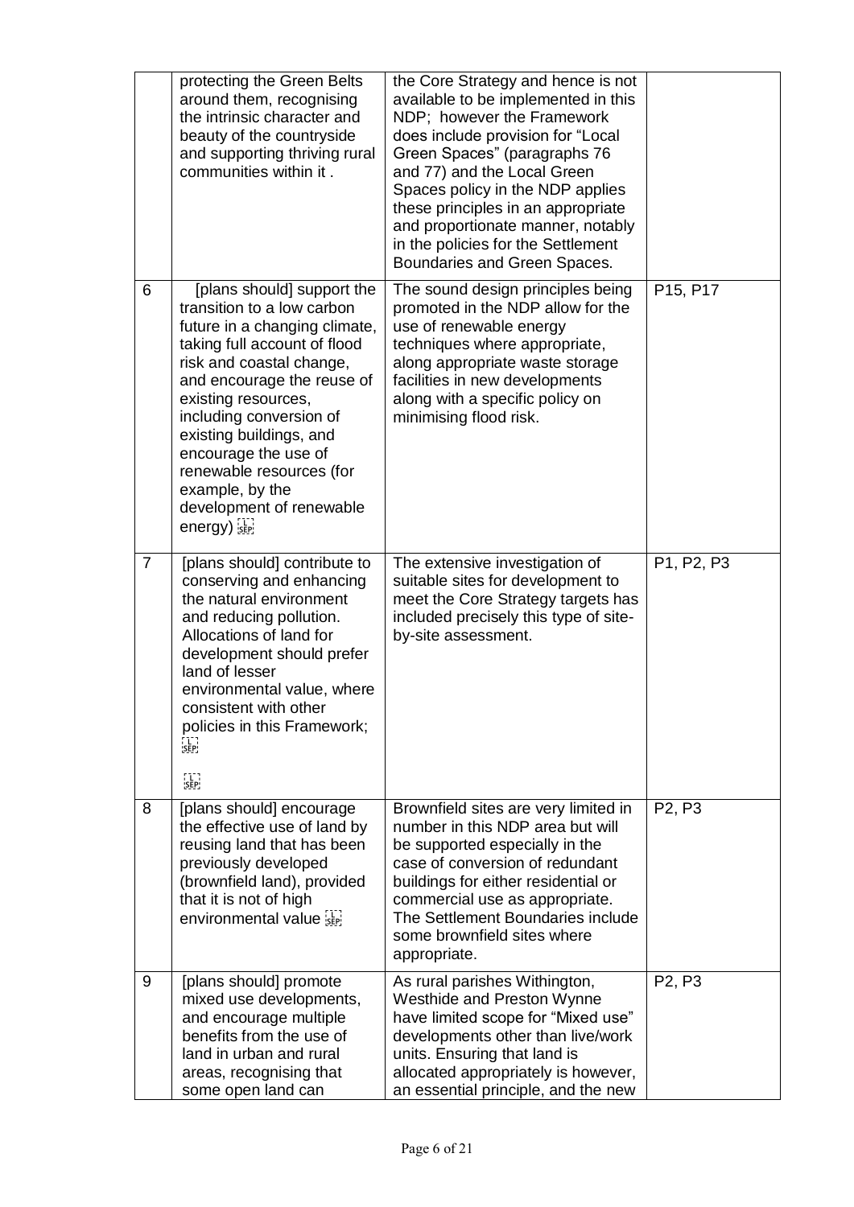| | | | |
|---|---|---|---|
| | protecting the Green Belts around them, recognising the intrinsic character and beauty of the countryside and supporting thriving rural communities within it . | the Core Strategy and hence is not available to be implemented in this NDP; however the Framework does include provision for "Local Green Spaces" (paragraphs 76 and 77) and the Local Green Spaces policy in the NDP applies these principles in an appropriate and proportionate manner, notably in the policies for the Settlement Boundaries and Green Spaces. | |
| 6 | [plans should] support the transition to a low carbon future in a changing climate, taking full account of flood risk and coastal change, and encourage the reuse of existing resources, including conversion of existing buildings, and encourage the use of renewable resources (for example, by the development of renewable energy) | The sound design principles being promoted in the NDP allow for the use of renewable energy techniques where appropriate, along appropriate waste storage facilities in new developments along with a specific policy on minimising flood risk. | P15, P17 |
| 7 | [plans should] contribute to conserving and enhancing the natural environment and reducing pollution. Allocations of land for development should prefer land of lesser environmental value, where consistent with other policies in this Framework; | The extensive investigation of suitable sites for development to meet the Core Strategy targets has included precisely this type of site-by-site assessment. | P1, P2, P3 |
| 8 | [plans should] encourage the effective use of land by reusing land that has been previously developed (brownfield land), provided that it is not of high environmental value | Brownfield sites are very limited in number in this NDP area but will be supported especially in the case of conversion of redundant buildings for either residential or commercial use as appropriate. The Settlement Boundaries include some brownfield sites where appropriate. | P2, P3 |
| 9 | [plans should] promote mixed use developments, and encourage multiple benefits from the use of land in urban and rural areas, recognising that some open land can | As rural parishes Withington, Westhide and Preston Wynne have limited scope for "Mixed use" developments other than live/work units. Ensuring that land is allocated appropriately is however, an essential principle, and the new | P2, P3 |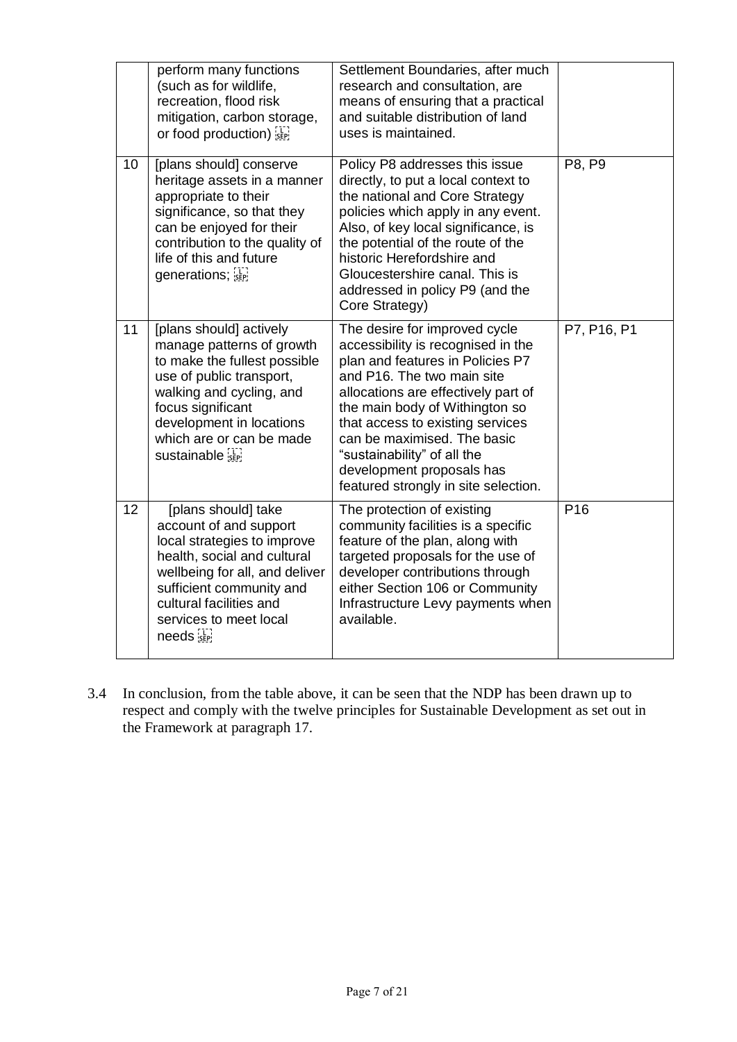|  | perform many functions (such as for wildlife, recreation, flood risk mitigation, carbon storage, or food production) | Settlement Boundaries, after much research and consultation, are means of ensuring that a practical and suitable distribution of land uses is maintained. |  |
|---|---|---|---|
| 10 | [plans should] conserve heritage assets in a manner appropriate to their significance, so that they can be enjoyed for their contribution to the quality of life of this and future generations; | Policy P8 addresses this issue directly, to put a local context to the national and Core Strategy policies which apply in any event. Also, of key local significance, is the potential of the route of the historic Herefordshire and Gloucestershire canal. This is addressed in policy P9 (and the Core Strategy) | P8, P9 |
| 11 | [plans should] actively manage patterns of growth to make the fullest possible use of public transport, walking and cycling, and focus significant development in locations which are or can be made sustainable | The desire for improved cycle accessibility is recognised in the plan and features in Policies P7 and P16. The two main site allocations are effectively part of the main body of Withington so that access to existing services can be maximised. The basic "sustainability" of all the development proposals has featured strongly in site selection. | P7, P16, P1 |
| 12 | [plans should] take account of and support local strategies to improve health, social and cultural wellbeing for all, and deliver sufficient community and cultural facilities and services to meet local needs | The protection of existing community facilities is a specific feature of the plan, along with targeted proposals for the use of developer contributions through either Section 106 or Community Infrastructure Levy payments when available. | P16 |

3.4 In conclusion, from the table above, it can be seen that the NDP has been drawn up to respect and comply with the twelve principles for Sustainable Development as set out in the Framework at paragraph 17.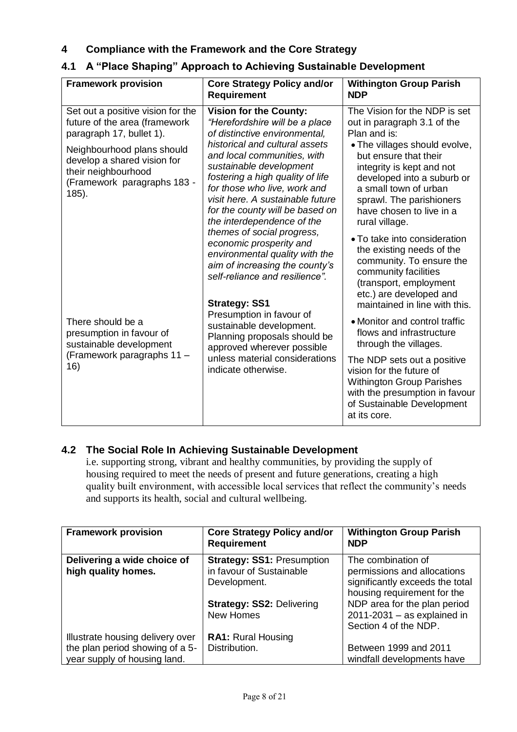## 4 Compliance with the Framework and the Core Strategy

### 4.1 A "Place Shaping" Approach to Achieving Sustainable Development

| Framework provision | Core Strategy Policy and/or Requirement | Withington Group Parish NDP |
|---|---|---|
| Set out a positive vision for the future of the area (framework paragraph 17, bullet 1).<br><br>Neighbourhood plans should develop a shared vision for their neighbourhood (Framework paragraphs 183 - 185).<br><br>There should be a presumption in favour of sustainable development (Framework paragraphs 11 – 16) | **Vision for the County:** *"Herefordshire will be a place of distinctive environmental, historical and cultural assets and local communities, with sustainable development fostering a high quality of life for those who live, work and visit here. A sustainable future for the county will be based on the interdependence of the themes of social progress, economic prosperity and environmental quality with the aim of increasing the county's self-reliance and resilience".*<br><br>**Strategy: SS1** Presumption in favour of sustainable development. Planning proposals should be approved wherever possible unless material considerations indicate otherwise. | The Vision for the NDP is set out in paragraph 3.1 of the Plan and is:<br>• The villages should evolve, but ensure that their integrity is kept and not developed into a suburb or a small town of urban sprawl. The parishioners have chosen to live in a rural village.<br>• To take into consideration the existing needs of the community. To ensure the community facilities (transport, employment etc.) are developed and maintained in line with this.<br>• Monitor and control traffic flows and infrastructure through the villages.<br><br>The NDP sets out a positive vision for the future of Withington Group Parishes with the presumption in favour of Sustainable Development at its core. |

### 4.2 The Social Role In Achieving Sustainable Development

i.e. supporting strong, vibrant and healthy communities, by providing the supply of housing required to meet the needs of present and future generations, creating a high quality built environment, with accessible local services that reflect the community's needs and supports its health, social and cultural wellbeing.

| Framework provision | Core Strategy Policy and/or Requirement | Withington Group Parish NDP |
|---|---|---|
| **Delivering a wide choice of high quality homes.**<br><br>Illustrate housing delivery over the plan period showing of a 5-year supply of housing land. | **Strategy: SS1:** Presumption in favour of Sustainable Development.<br><br>**Strategy: SS2:** Delivering New Homes<br><br>**RA1:** Rural Housing Distribution. | The combination of permissions and allocations significantly exceeds the total housing requirement for the NDP area for the plan period 2011-2031 – as explained in Section 4 of the NDP.<br><br>Between 1999 and 2011 windfall developments have |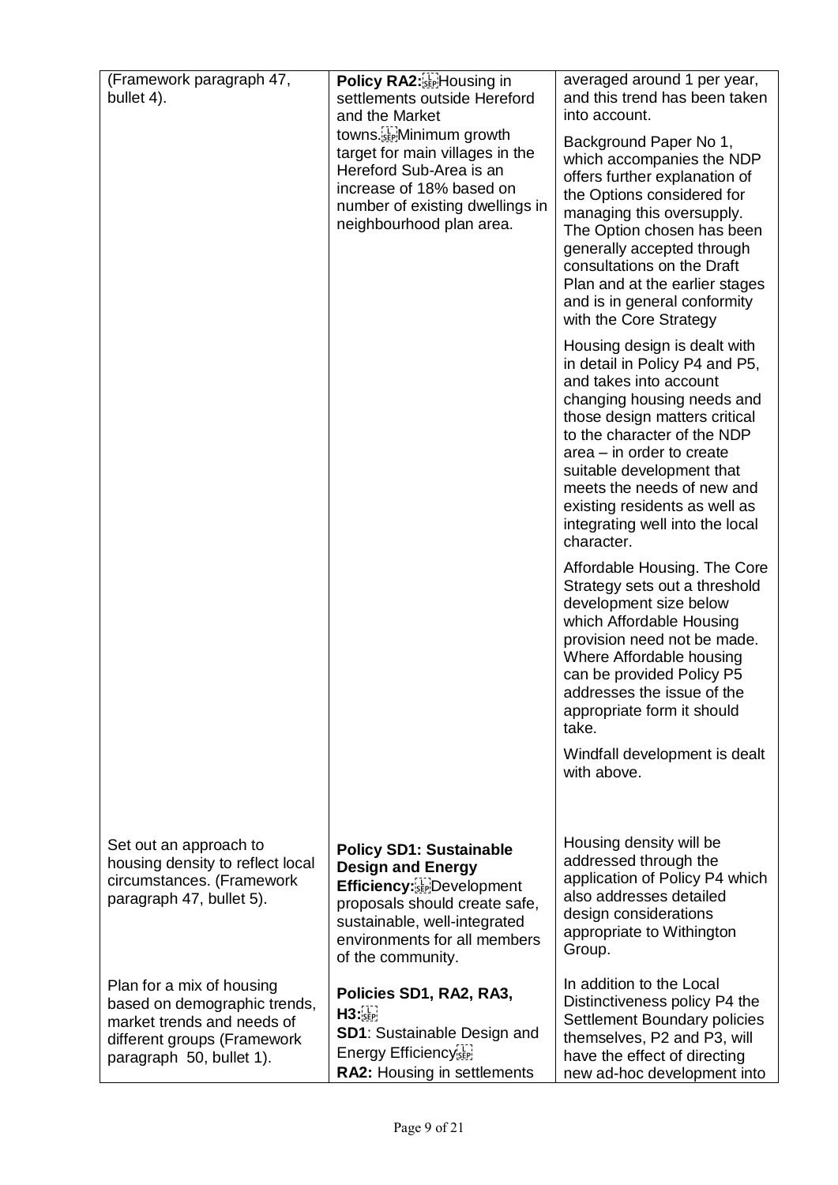| | | |
|---|---|---|
| (Framework paragraph 47, bullet 4). | **Policy RA2:** Housing in settlements outside Hereford and the Market towns. Minimum growth target for main villages in the Hereford Sub-Area is an increase of 18% based on number of existing dwellings in neighbourhood plan area. | averaged around 1 per year, and this trend has been taken into account.<br><br>Background Paper No 1, which accompanies the NDP offers further explanation of the Options considered for managing this oversupply. The Option chosen has been generally accepted through consultations on the Draft Plan and at the earlier stages and is in general conformity with the Core Strategy<br><br>Housing design is dealt with in detail in Policy P4 and P5, and takes into account changing housing needs and those design matters critical to the character of the NDP area – in order to create suitable development that meets the needs of new and existing residents as well as integrating well into the local character.<br><br>Affordable Housing. The Core Strategy sets out a threshold development size below which Affordable Housing provision need not be made. Where Affordable housing can be provided Policy P5 addresses the issue of the appropriate form it should take.<br><br>Windfall development is dealt with above. |
| Set out an approach to housing density to reflect local circumstances. (Framework paragraph 47, bullet 5). | **Policy SD1: Sustainable Design and Energy Efficiency:** Development proposals should create safe, sustainable, well-integrated environments for all members of the community. | Housing density will be addressed through the application of Policy P4 which also addresses detailed design considerations appropriate to Withington Group. |
| Plan for a mix of housing based on demographic trends, market trends and needs of different groups (Framework paragraph 50, bullet 1). | **Policies SD1, RA2, RA3, H3:**<br>**SD1**: Sustainable Design and Energy Efficiency<br>**RA2:** Housing in settlements | In addition to the Local Distinctiveness policy P4 the Settlement Boundary policies themselves, P2 and P3, will have the effect of directing new ad-hoc development into |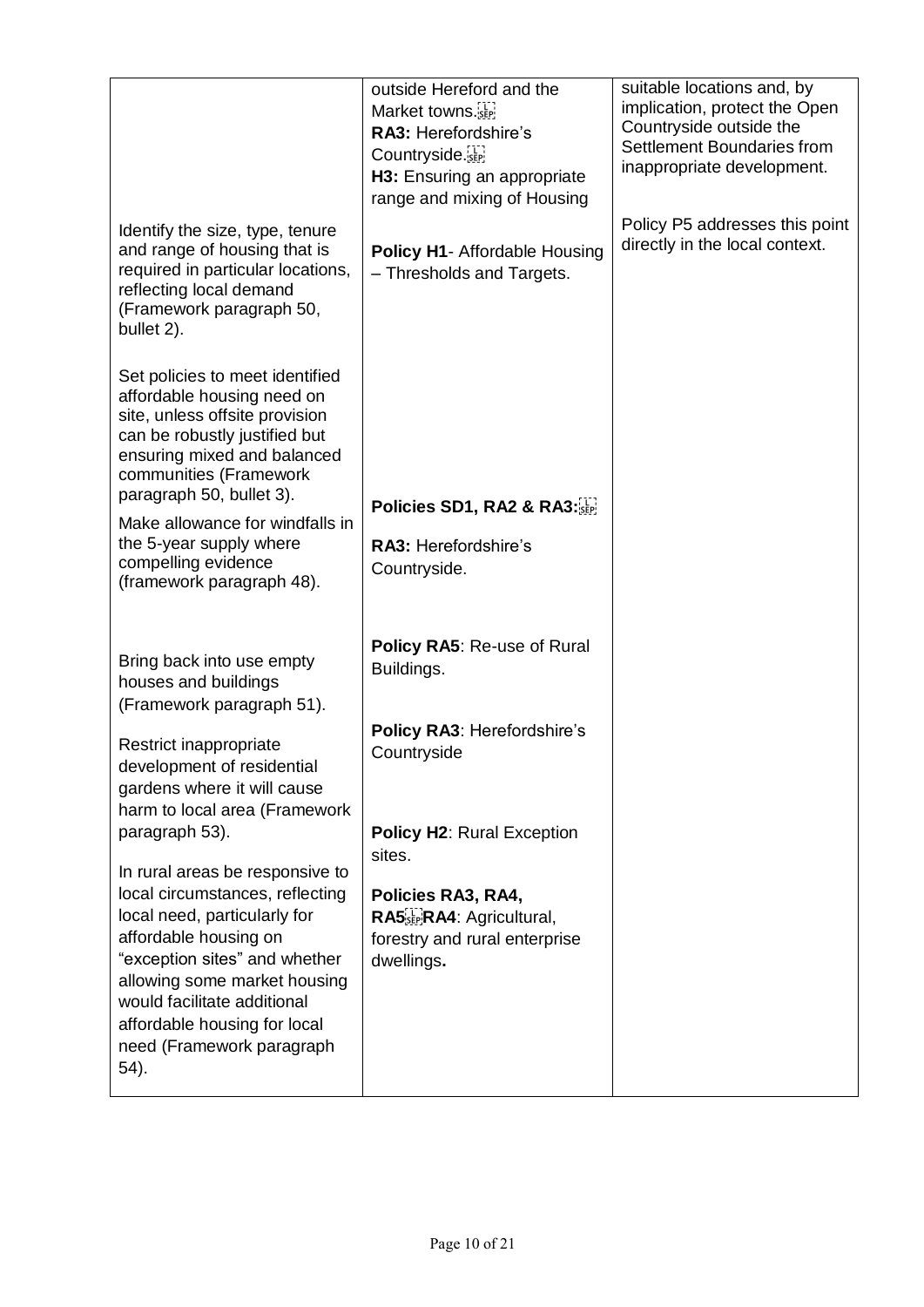| | | |
|---|---|---|
| | outside Hereford and the Market towns.<br>**RA3:** Herefordshire's Countryside.<br>**H3:** Ensuring an appropriate range and mixing of Housing | suitable locations and, by implication, protect the Open Countryside outside the Settlement Boundaries from inappropriate development. |
| Identify the size, type, tenure and range of housing that is required in particular locations, reflecting local demand (Framework paragraph 50, bullet 2). | **Policy H1**- Affordable Housing – Thresholds and Targets. | Policy P5 addresses this point directly in the local context. |
| Set policies to meet identified affordable housing need on site, unless offsite provision can be robustly justified but ensuring mixed and balanced communities (Framework paragraph 50, bullet 3). | | |
| Make allowance for windfalls in the 5-year supply where compelling evidence (framework paragraph 48). | **Policies SD1, RA2 & RA3:**<br>**RA3:** Herefordshire's Countryside. | |
| Bring back into use empty houses and buildings (Framework paragraph 51). | **Policy RA5**: Re-use of Rural Buildings. | |
| Restrict inappropriate development of residential gardens where it will cause harm to local area (Framework paragraph 53). | **Policy RA3**: Herefordshire's Countryside | |
| In rural areas be responsive to local circumstances, reflecting local need, particularly for affordable housing on "exception sites" and whether allowing some market housing would facilitate additional affordable housing for local need (Framework paragraph 54). | **Policy H2**: Rural Exception sites.<br>**Policies RA3, RA4, RA5**<br>**RA4**: Agricultural, forestry and rural enterprise dwellings**.** | |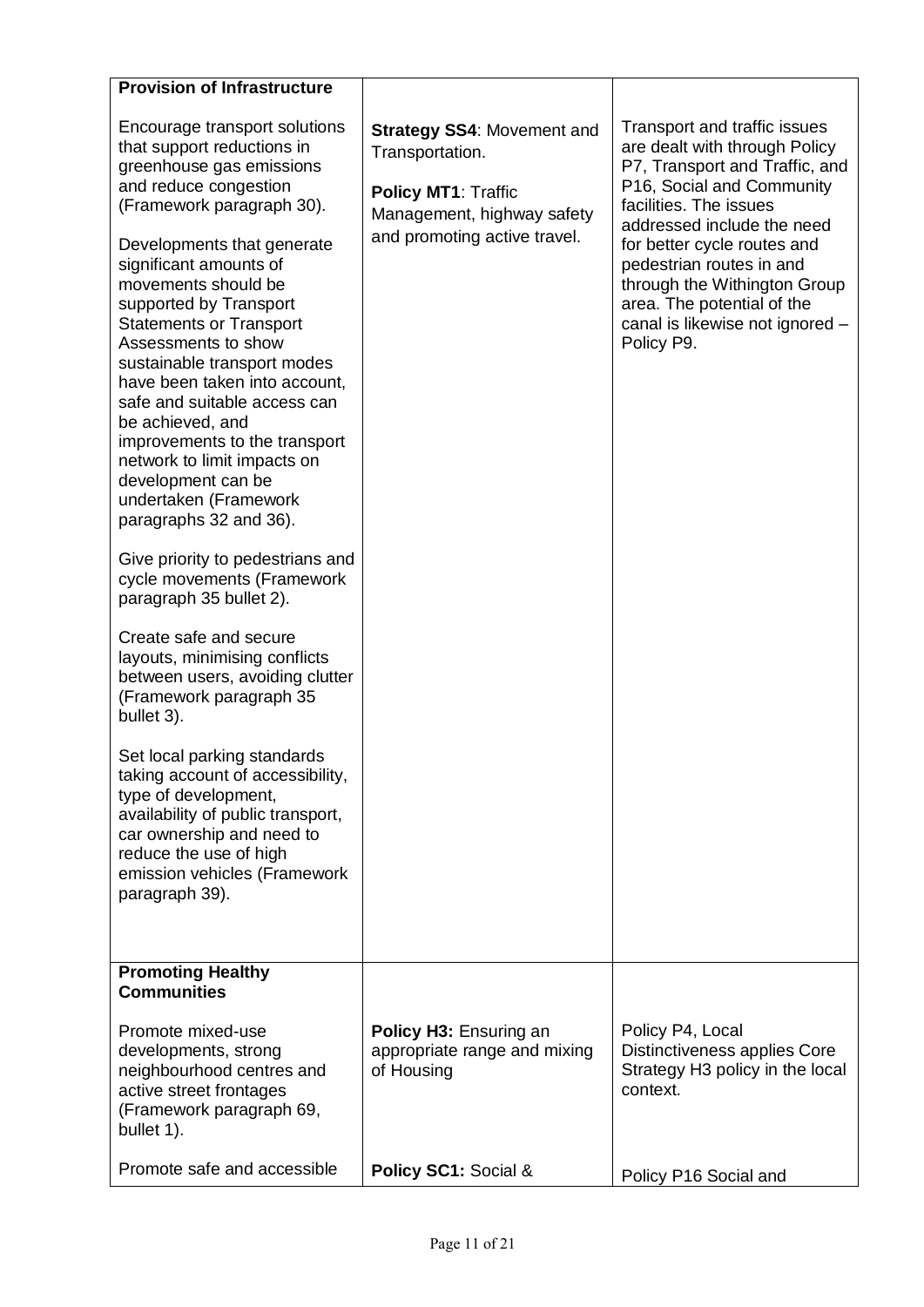| **Provision of Infrastructure** | | |
| --- | --- | --- |
| Encourage transport solutions that support reductions in greenhouse gas emissions and reduce congestion (Framework paragraph 30).<br><br>Developments that generate significant amounts of movements should be supported by Transport Statements or Transport Assessments to show sustainable transport modes have been taken into account, safe and suitable access can be achieved, and improvements to the transport network to limit impacts on development can be undertaken (Framework paragraphs 32 and 36).<br><br>Give priority to pedestrians and cycle movements (Framework paragraph 35 bullet 2).<br><br>Create safe and secure layouts, minimising conflicts between users, avoiding clutter (Framework paragraph 35 bullet 3).<br><br>Set local parking standards taking account of accessibility, type of development, availability of public transport, car ownership and need to reduce the use of high emission vehicles (Framework paragraph 39). | **Strategy SS4**: Movement and Transportation.<br><br>**Policy MT1**: Traffic Management, highway safety and promoting active travel. | Transport and traffic issues are dealt with through Policy P7, Transport and Traffic, and P16, Social and Community facilities. The issues addressed include the need for better cycle routes and pedestrian routes in and through the Withington Group area. The potential of the canal is likewise not ignored – Policy P9. |
| **Promoting Healthy Communities** | | |
| Promote mixed-use developments, strong neighbourhood centres and active street frontages (Framework paragraph 69, bullet 1).<br><br>Promote safe and accessible | **Policy H3:** Ensuring an appropriate range and mixing of Housing<br><br>**Policy SC1:** Social & | Policy P4, Local Distinctiveness applies Core Strategy H3 policy in the local context.<br><br>Policy P16 Social and |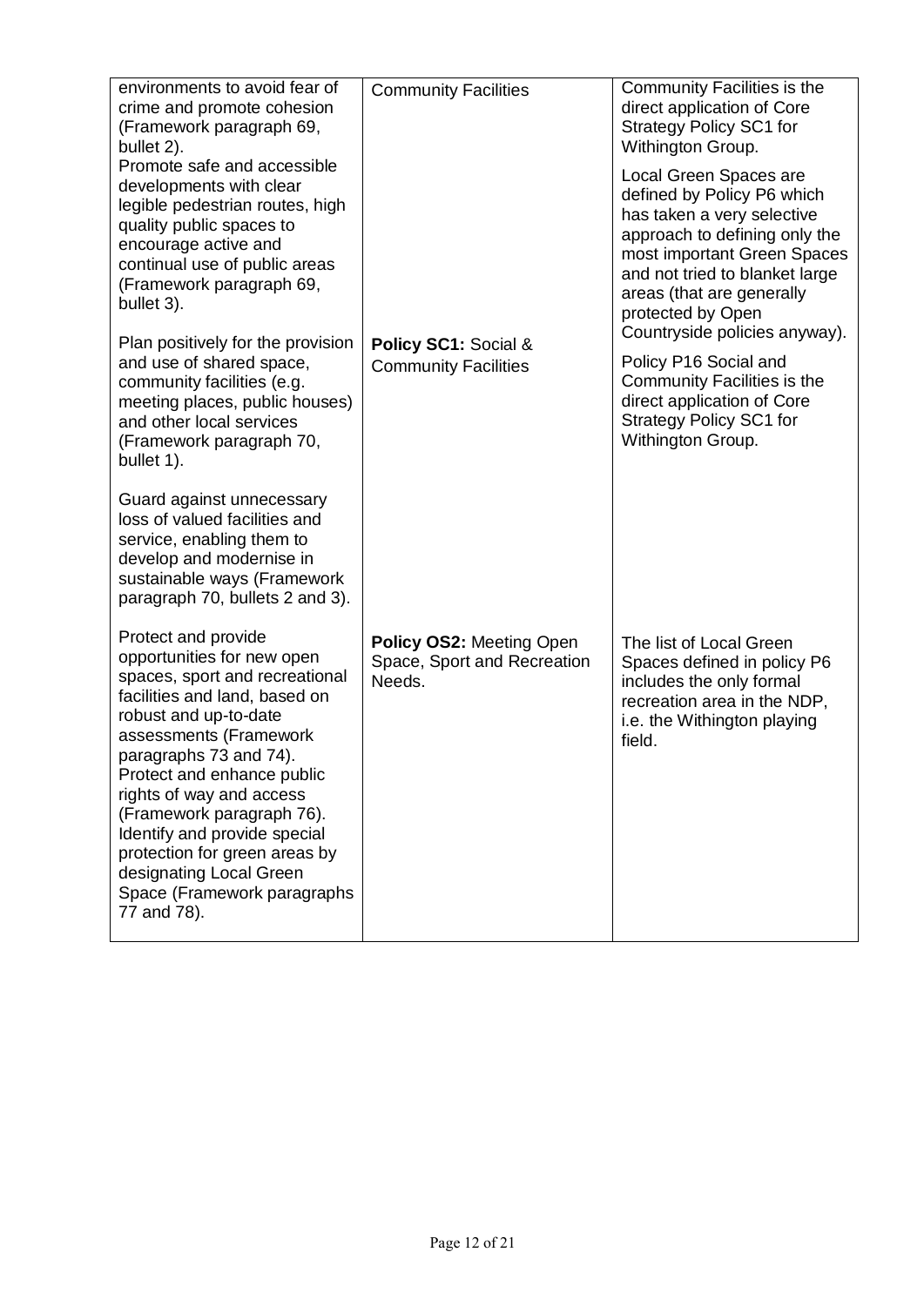| | | |
|---|---|---|
| environments to avoid fear of crime and promote cohesion (Framework paragraph 69, bullet 2).<br>Promote safe and accessible developments with clear legible pedestrian routes, high quality public spaces to encourage active and continual use of public areas (Framework paragraph 69, bullet 3). | Community Facilities | Community Facilities is the direct application of Core Strategy Policy SC1 for Withington Group.<br><br>Local Green Spaces are defined by Policy P6 which has taken a very selective approach to defining only the most important Green Spaces and not tried to blanket large areas (that are generally protected by Open Countryside policies anyway). |
| Plan positively for the provision and use of shared space, community facilities (e.g. meeting places, public houses) and other local services (Framework paragraph 70, bullet 1).<br><br>Guard against unnecessary loss of valued facilities and service, enabling them to develop and modernise in sustainable ways (Framework paragraph 70, bullets 2 and 3). | **Policy SC1:** Social & Community Facilities | Policy P16 Social and Community Facilities is the direct application of Core Strategy Policy SC1 for Withington Group. |
| Protect and provide opportunities for new open spaces, sport and recreational facilities and land, based on robust and up-to-date assessments (Framework paragraphs 73 and 74).<br>Protect and enhance public rights of way and access (Framework paragraph 76).<br>Identify and provide special protection for green areas by designating Local Green Space (Framework paragraphs 77 and 78). | **Policy OS2:** Meeting Open Space, Sport and Recreation Needs. | The list of Local Green Spaces defined in policy P6 includes the only formal recreation area in the NDP, i.e. the Withington playing field. |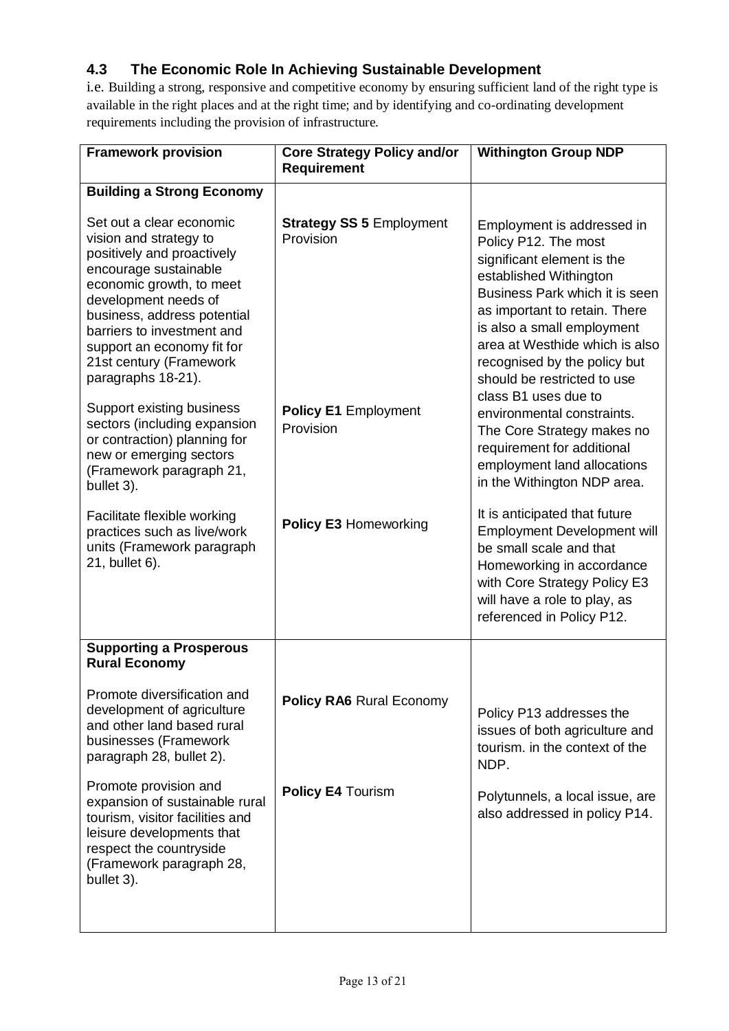### 4.3 The Economic Role In Achieving Sustainable Development

i.e. Building a strong, responsive and competitive economy by ensuring sufficient land of the right type is available in the right places and at the right time; and by identifying and co-ordinating development requirements including the provision of infrastructure.

| Framework provision | Core Strategy Policy and/or Requirement | Withington Group NDP |
|---|---|---|
| **Building a Strong Economy**<br><br>Set out a clear economic vision and strategy to positively and proactively encourage sustainable economic growth, to meet development needs of business, address potential barriers to investment and support an economy fit for 21st century (Framework paragraphs 18-21).<br><br>Support existing business sectors (including expansion or contraction) planning for new or emerging sectors (Framework paragraph 21, bullet 3).<br><br>Facilitate flexible working practices such as live/work units (Framework paragraph 21, bullet 6). | **Strategy SS 5** Employment Provision<br><br>**Policy E1** Employment Provision<br><br>**Policy E3** Homeworking | Employment is addressed in Policy P12. The most significant element is the established Withington Business Park which it is seen as important to retain. There is also a small employment area at Westhide which is also recognised by the policy but should be restricted to use class B1 uses due to environmental constraints. The Core Strategy makes no requirement for additional employment land allocations in the Withington NDP area.<br><br>It is anticipated that future Employment Development will be small scale and that Homeworking in accordance with Core Strategy Policy E3 will have a role to play, as referenced in Policy P12. |
| **Supporting a Prosperous Rural Economy**<br><br>Promote diversification and development of agriculture and other land based rural businesses (Framework paragraph 28, bullet 2).<br><br>Promote provision and expansion of sustainable rural tourism, visitor facilities and leisure developments that respect the countryside (Framework paragraph 28, bullet 3). | **Policy RA6** Rural Economy<br><br>**Policy E4** Tourism | Policy P13 addresses the issues of both agriculture and tourism. in the context of the NDP.<br><br>Polytunnels, a local issue, are also addressed in policy P14. |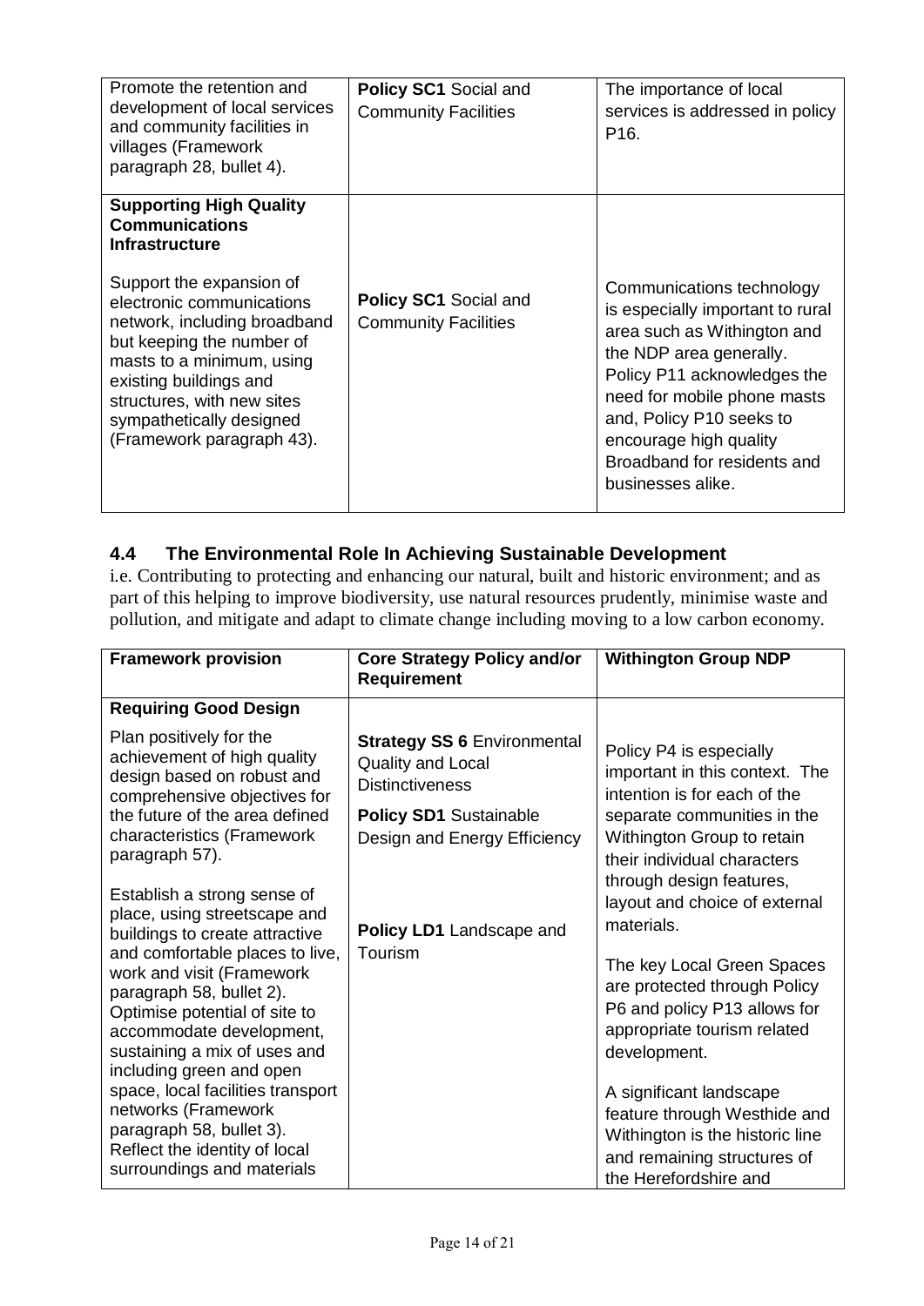| | | |
|---|---|---|
| Promote the retention and development of local services and community facilities in villages (Framework paragraph 28, bullet 4). | **Policy SC1** Social and Community Facilities | The importance of local services is addressed in policy P16. |
| **Supporting High Quality Communications Infrastructure**<br><br>Support the expansion of electronic communications network, including broadband but keeping the number of masts to a minimum, using existing buildings and structures, with new sites sympathetically designed (Framework paragraph 43). | **Policy SC1** Social and Community Facilities | Communications technology is especially important to rural area such as Withington and the NDP area generally. Policy P11 acknowledges the need for mobile phone masts and, Policy P10 seeks to encourage high quality Broadband for residents and businesses alike. |

## 4.4 The Environmental Role In Achieving Sustainable Development

i.e. Contributing to protecting and enhancing our natural, built and historic environment; and as part of this helping to improve biodiversity, use natural resources prudently, minimise waste and pollution, and mitigate and adapt to climate change including moving to a low carbon economy.

| Framework provision | Core Strategy Policy and/or Requirement | Withington Group NDP |
|---|---|---|
| **Requiring Good Design**<br><br>Plan positively for the achievement of high quality design based on robust and comprehensive objectives for the future of the area defined characteristics (Framework paragraph 57).<br><br>Establish a strong sense of place, using streetscape and buildings to create attractive and comfortable places to live, work and visit (Framework paragraph 58, bullet 2).<br>Optimise potential of site to accommodate development, sustaining a mix of uses and including green and open space, local facilities transport networks (Framework paragraph 58, bullet 3).<br>Reflect the identity of local surroundings and materials | **Strategy SS 6** Environmental Quality and Local Distinctiveness<br><br>**Policy SD1** Sustainable Design and Energy Efficiency<br><br>**Policy LD1** Landscape and Tourism | Policy P4 is especially important in this context. The intention is for each of the separate communities in the Withington Group to retain their individual characters through design features, layout and choice of external materials.<br><br>The key Local Green Spaces are protected through Policy P6 and policy P13 allows for appropriate tourism related development.<br><br>A significant landscape feature through Westhide and Withington is the historic line and remaining structures of the Herefordshire and |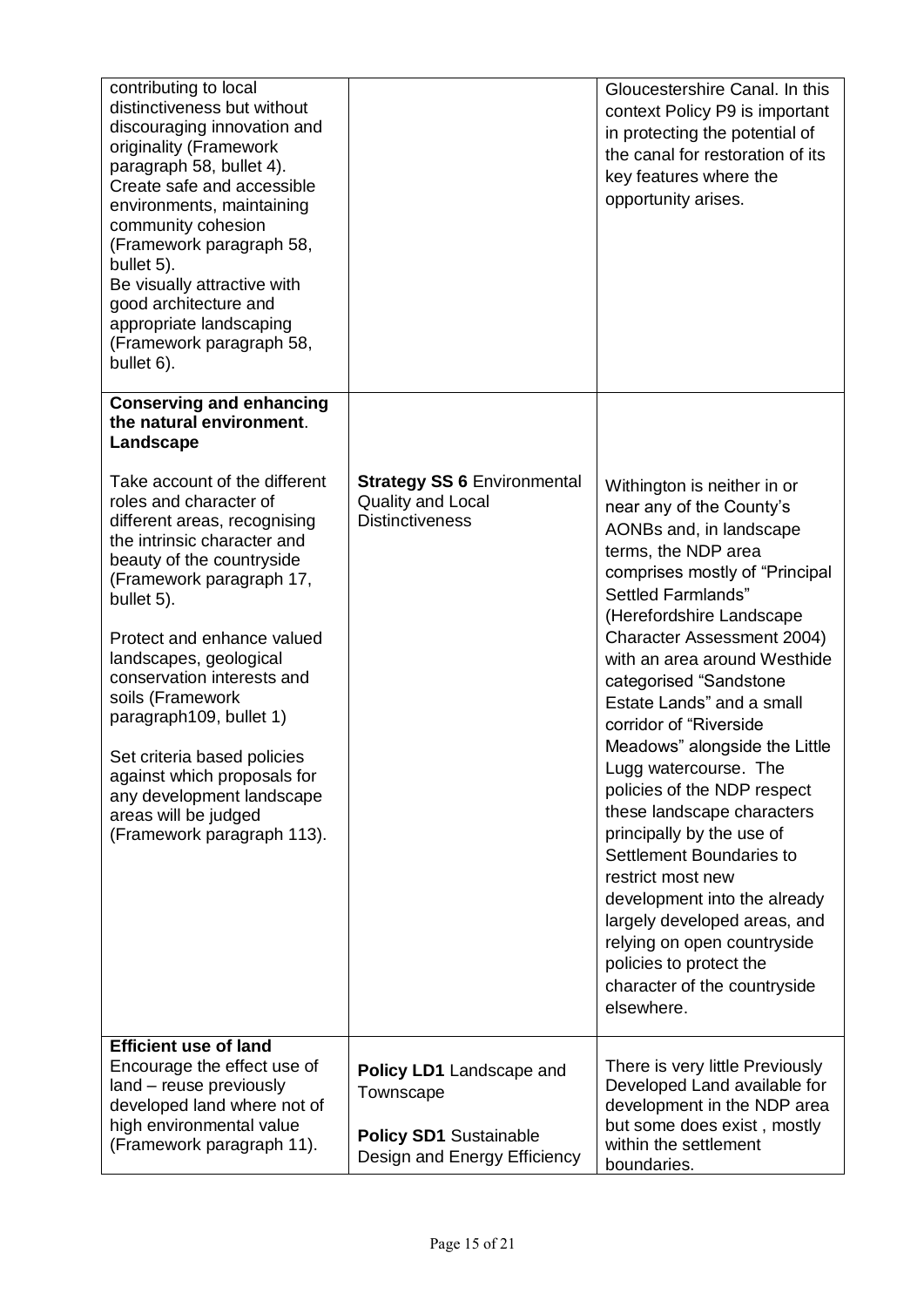| | | |
|---|---|---|
| contributing to local distinctiveness but without discouraging innovation and originality (Framework paragraph 58, bullet 4).<br>Create safe and accessible environments, maintaining community cohesion (Framework paragraph 58, bullet 5).<br>Be visually attractive with good architecture and appropriate landscaping (Framework paragraph 58, bullet 6). | | Gloucestershire Canal. In this context Policy P9 is important in protecting the potential of the canal for restoration of its key features where the opportunity arises. |
| **Conserving and enhancing the natural environment**. **Landscape**<br><br>Take account of the different roles and character of different areas, recognising the intrinsic character and beauty of the countryside (Framework paragraph 17, bullet 5).<br><br>Protect and enhance valued landscapes, geological conservation interests and soils (Framework paragraph109, bullet 1)<br><br>Set criteria based policies against which proposals for any development landscape areas will be judged (Framework paragraph 113). | **Strategy SS 6** Environmental Quality and Local Distinctiveness | Withington is neither in or near any of the County's AONBs and, in landscape terms, the NDP area comprises mostly of "Principal Settled Farmlands" (Herefordshire Landscape Character Assessment 2004) with an area around Westhide categorised "Sandstone Estate Lands" and a small corridor of "Riverside Meadows" alongside the Little Lugg watercourse. The policies of the NDP respect these landscape characters principally by the use of Settlement Boundaries to restrict most new development into the already largely developed areas, and relying on open countryside policies to protect the character of the countryside elsewhere. |
| **Efficient use of land**<br>Encourage the effect use of land – reuse previously developed land where not of high environmental value (Framework paragraph 11). | **Policy LD1** Landscape and Townscape<br><br>**Policy SD1** Sustainable Design and Energy Efficiency | There is very little Previously Developed Land available for development in the NDP area but some does exist , mostly within the settlement boundaries. |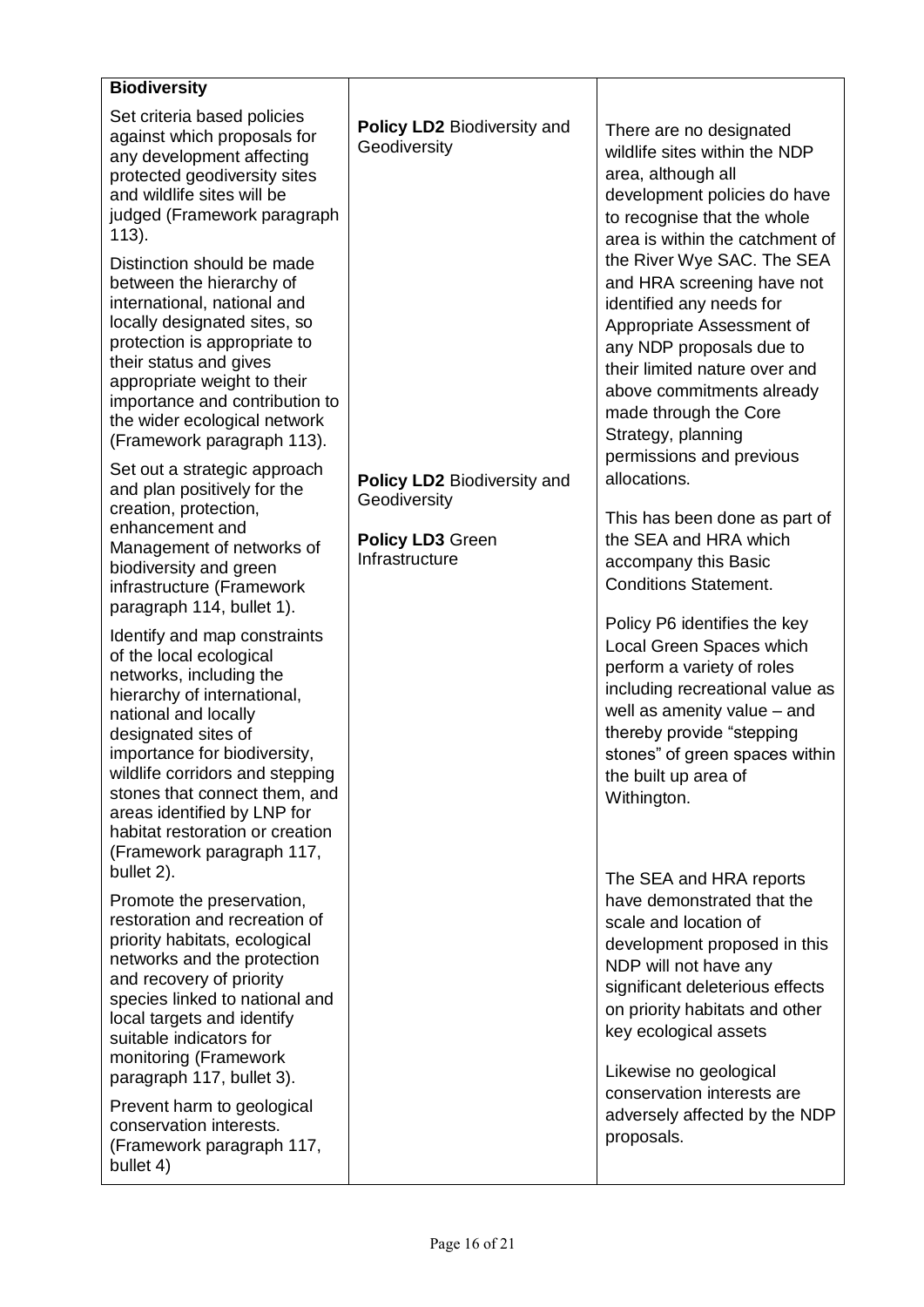| **Biodiversity** | | |
|---|---|---|
| Set criteria based policies against which proposals for any development affecting protected geodiversity sites and wildlife sites will be judged (Framework paragraph 113). | **Policy LD2** Biodiversity and Geodiversity | There are no designated wildlife sites within the NDP area, although all development policies do have to recognise that the whole area is within the catchment of the River Wye SAC. The SEA and HRA screening have not identified any needs for Appropriate Assessment of any NDP proposals due to their limited nature over and above commitments already made through the Core Strategy, planning permissions and previous allocations. |
| Distinction should be made between the hierarchy of international, national and locally designated sites, so protection is appropriate to their status and gives appropriate weight to their importance and contribution to the wider ecological network (Framework paragraph 113). | | This has been done as part of the SEA and HRA which accompany this Basic Conditions Statement. |
| Set out a strategic approach and plan positively for the creation, protection, enhancement and Management of networks of biodiversity and green infrastructure (Framework paragraph 114, bullet 1). | **Policy LD2** Biodiversity and Geodiversity<br><br>**Policy LD3** Green Infrastructure | Policy P6 identifies the key Local Green Spaces which perform a variety of roles including recreational value as well as amenity value – and thereby provide "stepping stones" of green spaces within the built up area of Withington. |
| Identify and map constraints of the local ecological networks, including the hierarchy of international, national and locally designated sites of importance for biodiversity, wildlife corridors and stepping stones that connect them, and areas identified by LNP for habitat restoration or creation (Framework paragraph 117, bullet 2). | | |
| Promote the preservation, restoration and recreation of priority habitats, ecological networks and the protection and recovery of priority species linked to national and local targets and identify suitable indicators for monitoring (Framework paragraph 117, bullet 3). | | The SEA and HRA reports have demonstrated that the scale and location of development proposed in this NDP will not have any significant deleterious effects on priority habitats and other key ecological assets |
| Prevent harm to geological conservation interests. (Framework paragraph 117, bullet 4) | | Likewise no geological conservation interests are adversely affected by the NDP proposals. |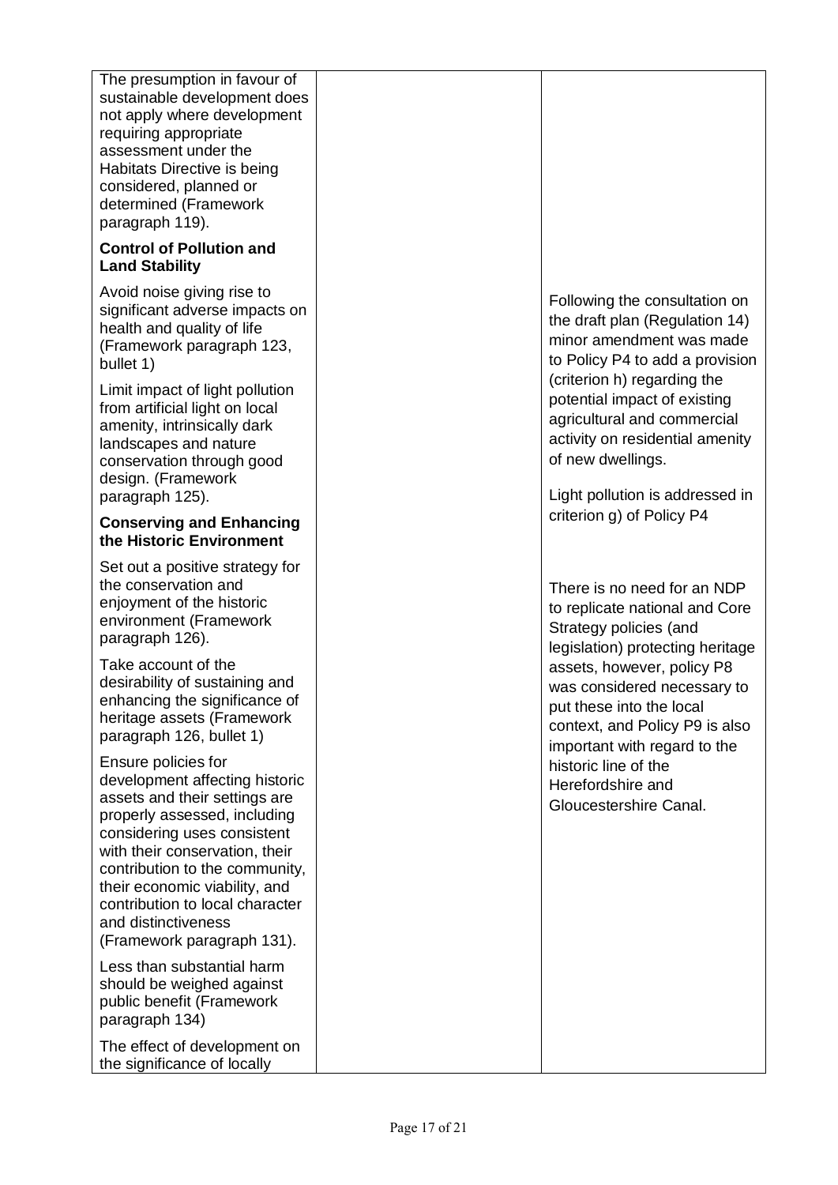| | | |
|---|---|---|
| The presumption in favour of sustainable development does not apply where development requiring appropriate assessment under the Habitats Directive is being considered, planned or determined (Framework paragraph 119).<br><br>**Control of Pollution and Land Stability**<br><br>Avoid noise giving rise to significant adverse impacts on health and quality of life (Framework paragraph 123, bullet 1)<br><br>Limit impact of light pollution from artificial light on local amenity, intrinsically dark landscapes and nature conservation through good design. (Framework paragraph 125).<br><br>**Conserving and Enhancing the Historic Environment**<br><br>Set out a positive strategy for the conservation and enjoyment of the historic environment (Framework paragraph 126).<br><br>Take account of the desirability of sustaining and enhancing the significance of heritage assets (Framework paragraph 126, bullet 1)<br><br>Ensure policies for development affecting historic assets and their settings are properly assessed, including considering uses consistent with their conservation, their contribution to the community, their economic viability, and contribution to local character and distinctiveness (Framework paragraph 131).<br><br>Less than substantial harm should be weighed against public benefit (Framework paragraph 134)<br><br>The effect of development on the significance of locally | | Following the consultation on the draft plan (Regulation 14) minor amendment was made to Policy P4 to add a provision (criterion h) regarding the potential impact of existing agricultural and commercial activity on residential amenity of new dwellings.<br><br>Light pollution is addressed in criterion g) of Policy P4<br><br>There is no need for an NDP to replicate national and Core Strategy policies (and legislation) protecting heritage assets, however, policy P8 was considered necessary to put these into the local context, and Policy P9 is also important with regard to the historic line of the Herefordshire and Gloucestershire Canal. |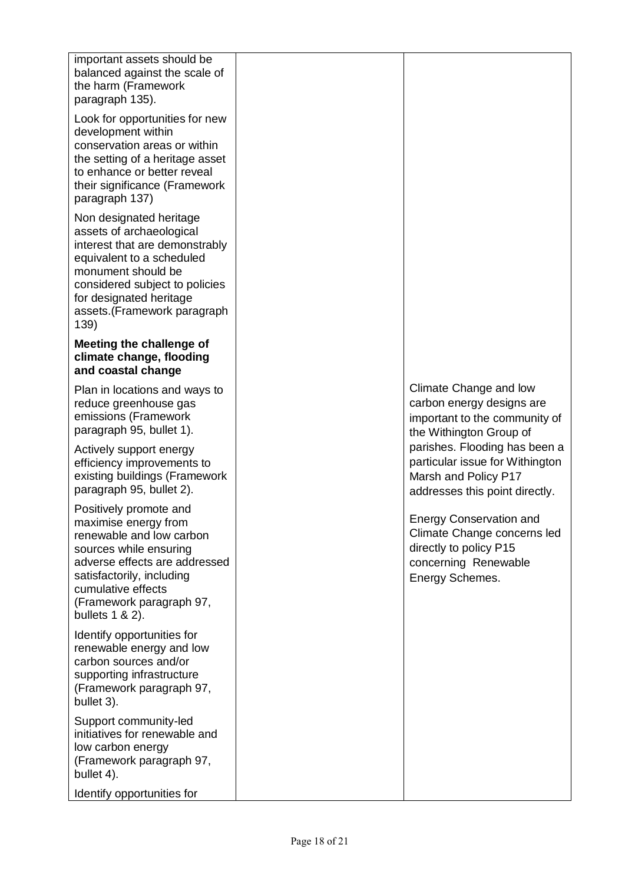| | | |
|---|---|---|
| important assets should be balanced against the scale of the harm (Framework paragraph 135).<br><br>Look for opportunities for new development within conservation areas or within the setting of a heritage asset to enhance or better reveal their significance (Framework paragraph 137)<br><br>Non designated heritage assets of archaeological interest that are demonstrably equivalent to a scheduled monument should be considered subject to policies for designated heritage assets.(Framework paragraph 139) | | |
| **Meeting the challenge of climate change, flooding and coastal change**<br><br>Plan in locations and ways to reduce greenhouse gas emissions (Framework paragraph 95, bullet 1).<br><br>Actively support energy efficiency improvements to existing buildings (Framework paragraph 95, bullet 2).<br><br>Positively promote and maximise energy from renewable and low carbon sources while ensuring adverse effects are addressed satisfactorily, including cumulative effects (Framework paragraph 97, bullets 1 & 2).<br><br>Identify opportunities for renewable energy and low carbon sources and/or supporting infrastructure (Framework paragraph 97, bullet 3).<br><br>Support community-led initiatives for renewable and low carbon energy (Framework paragraph 97, bullet 4).<br><br>Identify opportunities for | | Climate Change and low carbon energy designs are important to the community of the Withington Group of parishes. Flooding has been a particular issue for Withington Marsh and Policy P17 addresses this point directly.<br><br>Energy Conservation and Climate Change concerns led directly to policy P15 concerning Renewable Energy Schemes. |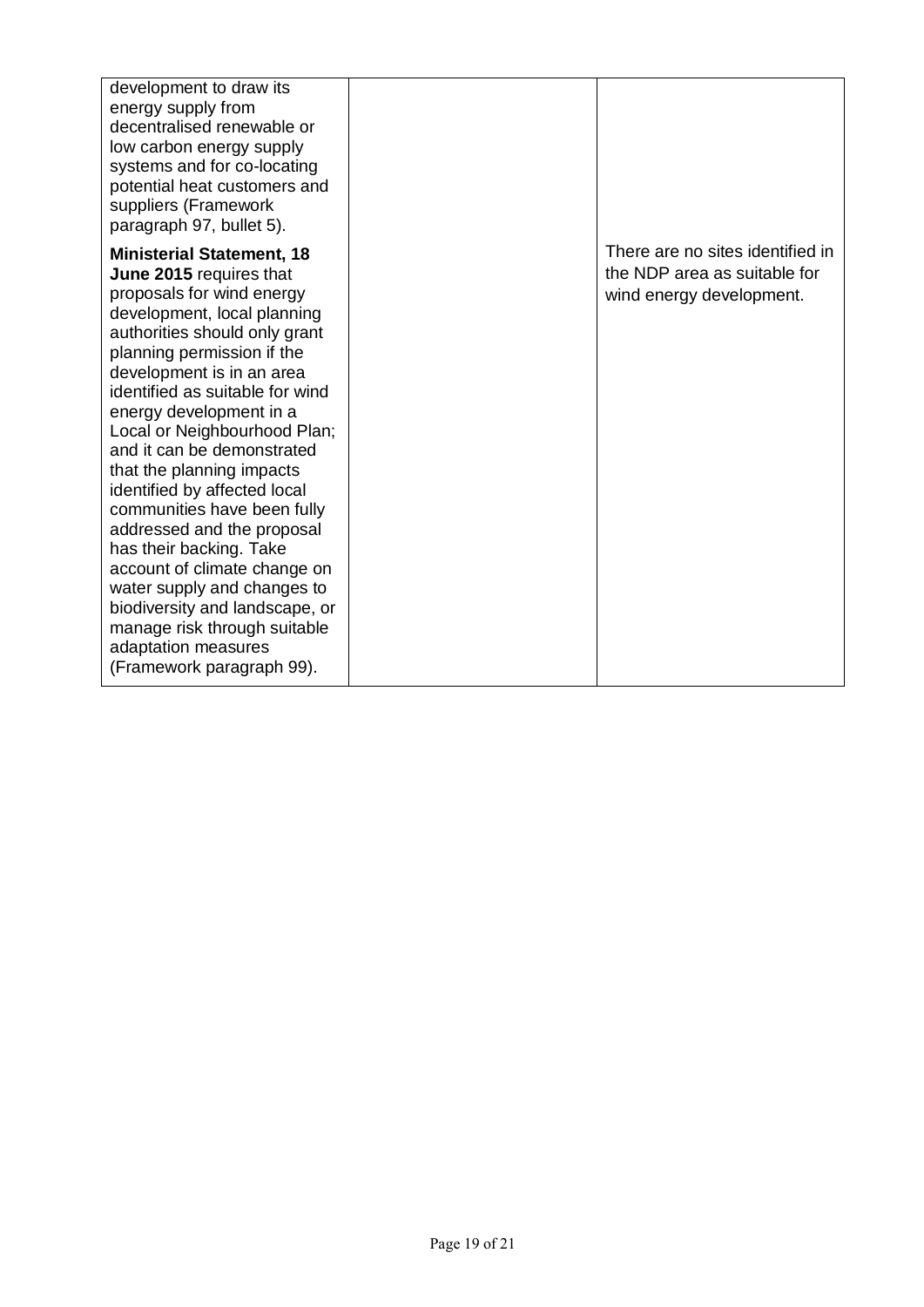| | | |
|---|---|---|
| development to draw its energy supply from decentralised renewable or low carbon energy supply systems and for co-locating potential heat customers and suppliers (Framework paragraph 97, bullet 5). | | |
| **Ministerial Statement, 18 June 2015** requires that proposals for wind energy development, local planning authorities should only grant planning permission if the development is in an area identified as suitable for wind energy development in a Local or Neighbourhood Plan; and it can be demonstrated that the planning impacts identified by affected local communities have been fully addressed and the proposal has their backing. Take account of climate change on water supply and changes to biodiversity and landscape, or manage risk through suitable adaptation measures (Framework paragraph 99). | | There are no sites identified in the NDP area as suitable for wind energy development. |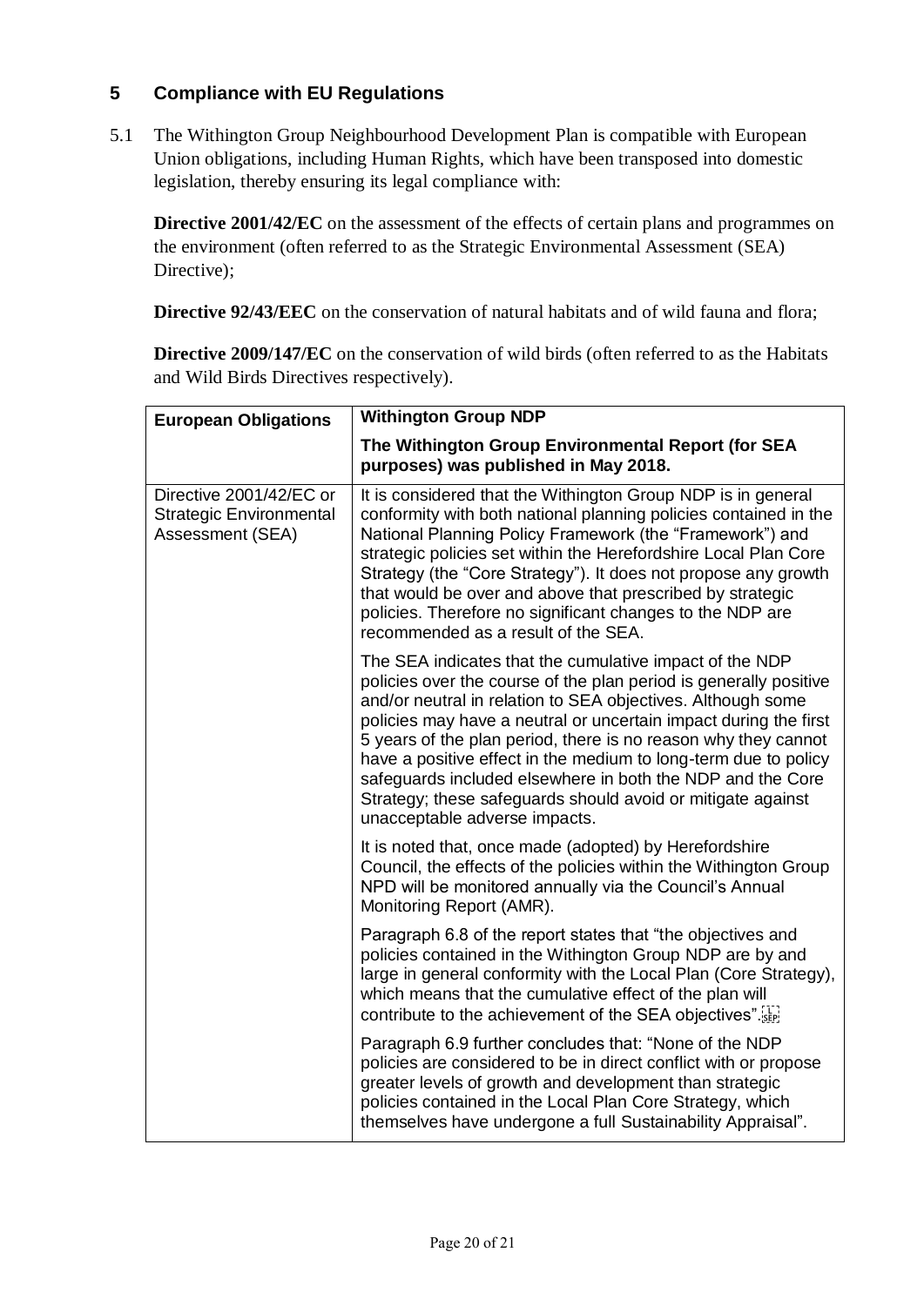## 5 Compliance with EU Regulations

5.1 The Withington Group Neighbourhood Development Plan is compatible with European Union obligations, including Human Rights, which have been transposed into domestic legislation, thereby ensuring its legal compliance with:

**Directive 2001/42/EC** on the assessment of the effects of certain plans and programmes on the environment (often referred to as the Strategic Environmental Assessment (SEA) Directive);

**Directive 92/43/EEC** on the conservation of natural habitats and of wild fauna and flora;

**Directive 2009/147/EC** on the conservation of wild birds (often referred to as the Habitats and Wild Birds Directives respectively).

| **European Obligations** | **Withington Group NDP**<br><br>**The Withington Group Environmental Report (for SEA purposes) was published in May 2018.** |
|---|---|
| Directive 2001/42/EC or Strategic Environmental Assessment (SEA) | It is considered that the Withington Group NDP is in general conformity with both national planning policies contained in the National Planning Policy Framework (the "Framework") and strategic policies set within the Herefordshire Local Plan Core Strategy (the "Core Strategy"). It does not propose any growth that would be over and above that prescribed by strategic policies. Therefore no significant changes to the NDP are recommended as a result of the SEA.<br><br>The SEA indicates that the cumulative impact of the NDP policies over the course of the plan period is generally positive and/or neutral in relation to SEA objectives. Although some policies may have a neutral or uncertain impact during the first 5 years of the plan period, there is no reason why they cannot have a positive effect in the medium to long-term due to policy safeguards included elsewhere in both the NDP and the Core Strategy; these safeguards should avoid or mitigate against unacceptable adverse impacts.<br><br>It is noted that, once made (adopted) by Herefordshire Council, the effects of the policies within the Withington Group NPD will be monitored annually via the Council's Annual Monitoring Report (AMR).<br><br>Paragraph 6.8 of the report states that "the objectives and policies contained in the Withington Group NDP are by and large in general conformity with the Local Plan (Core Strategy), which means that the cumulative effect of the plan will contribute to the achievement of the SEA objectives".<br><br>Paragraph 6.9 further concludes that: "None of the NDP policies are considered to be in direct conflict with or propose greater levels of growth and development than strategic policies contained in the Local Plan Core Strategy, which themselves have undergone a full Sustainability Appraisal". |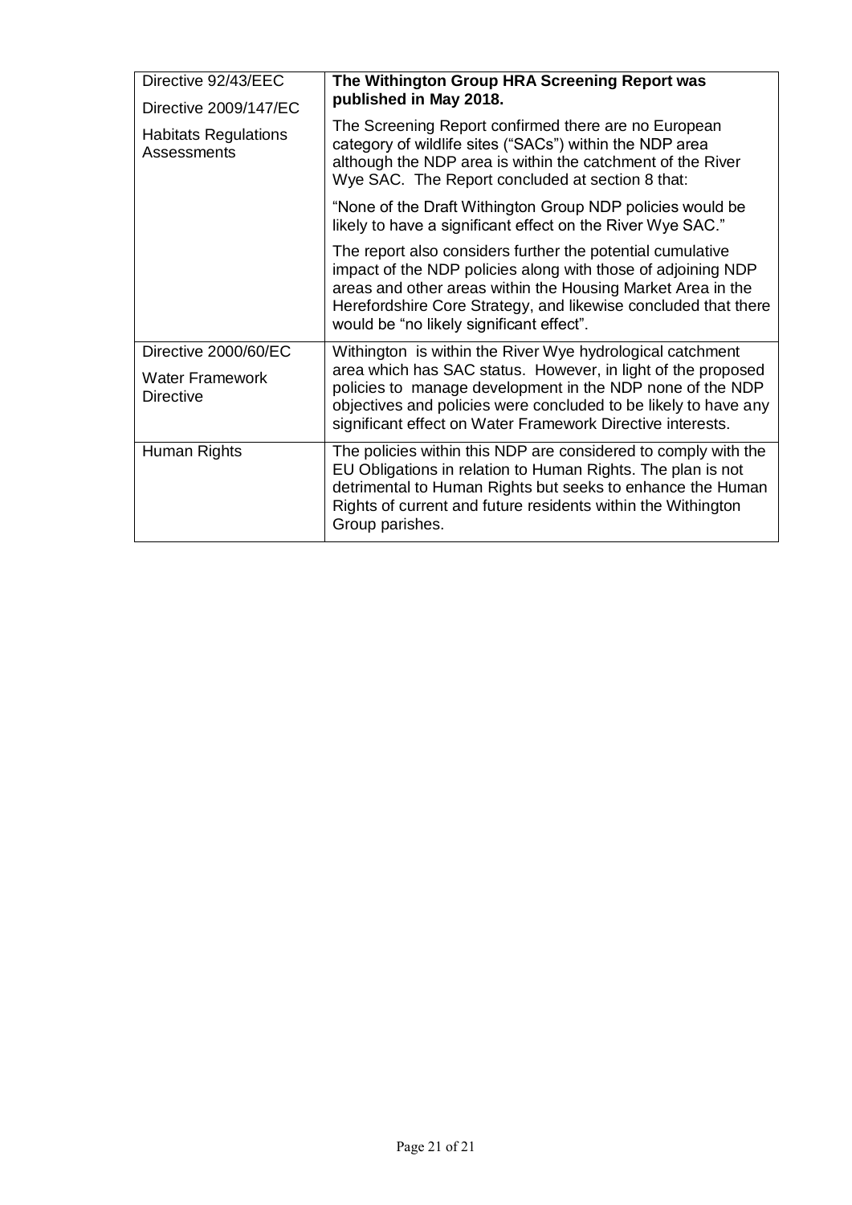| | |
|---|---|
| Directive 92/43/EEC<br><br>Directive 2009/147/EC<br><br>Habitats Regulations Assessments | **The Withington Group HRA Screening Report was published in May 2018.**<br><br>The Screening Report confirmed there are no European category of wildlife sites ("SACs") within the NDP area although the NDP area is within the catchment of the River Wye SAC. The Report concluded at section 8 that:<br><br>"None of the Draft Withington Group NDP policies would be likely to have a significant effect on the River Wye SAC."<br><br>The report also considers further the potential cumulative impact of the NDP policies along with those of adjoining NDP areas and other areas within the Housing Market Area in the Herefordshire Core Strategy, and likewise concluded that there would be "no likely significant effect". |
| Directive 2000/60/EC<br><br>Water Framework Directive | Withington is within the River Wye hydrological catchment area which has SAC status. However, in light of the proposed policies to manage development in the NDP none of the NDP objectives and policies were concluded to be likely to have any significant effect on Water Framework Directive interests. |
| Human Rights | The policies within this NDP are considered to comply with the EU Obligations in relation to Human Rights. The plan is not detrimental to Human Rights but seeks to enhance the Human Rights of current and future residents within the Withington Group parishes. |